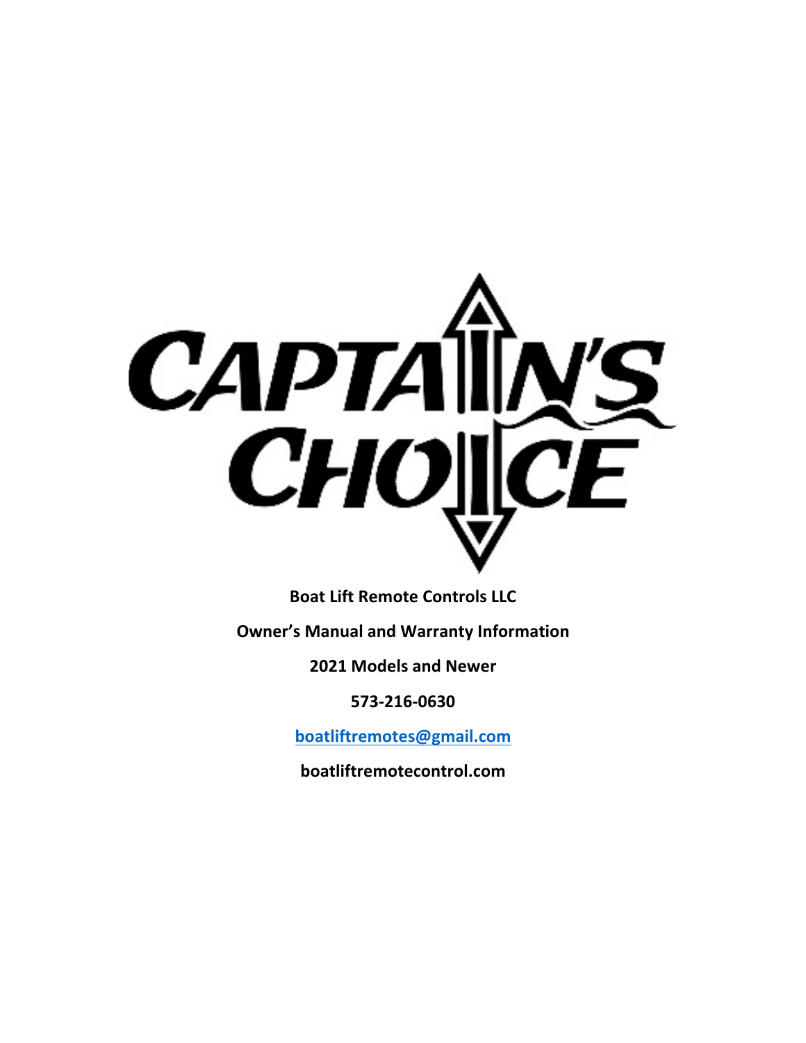# CAPTAIN'S CHOICE

**Boat Lift Remote Controls LLC**

**Owner's Manual and Warranty Information**

**2021 Models and Newer**

**573-216-0630**

**boatliftremotes@gmail.com**

**boatliftremotecontrol.com**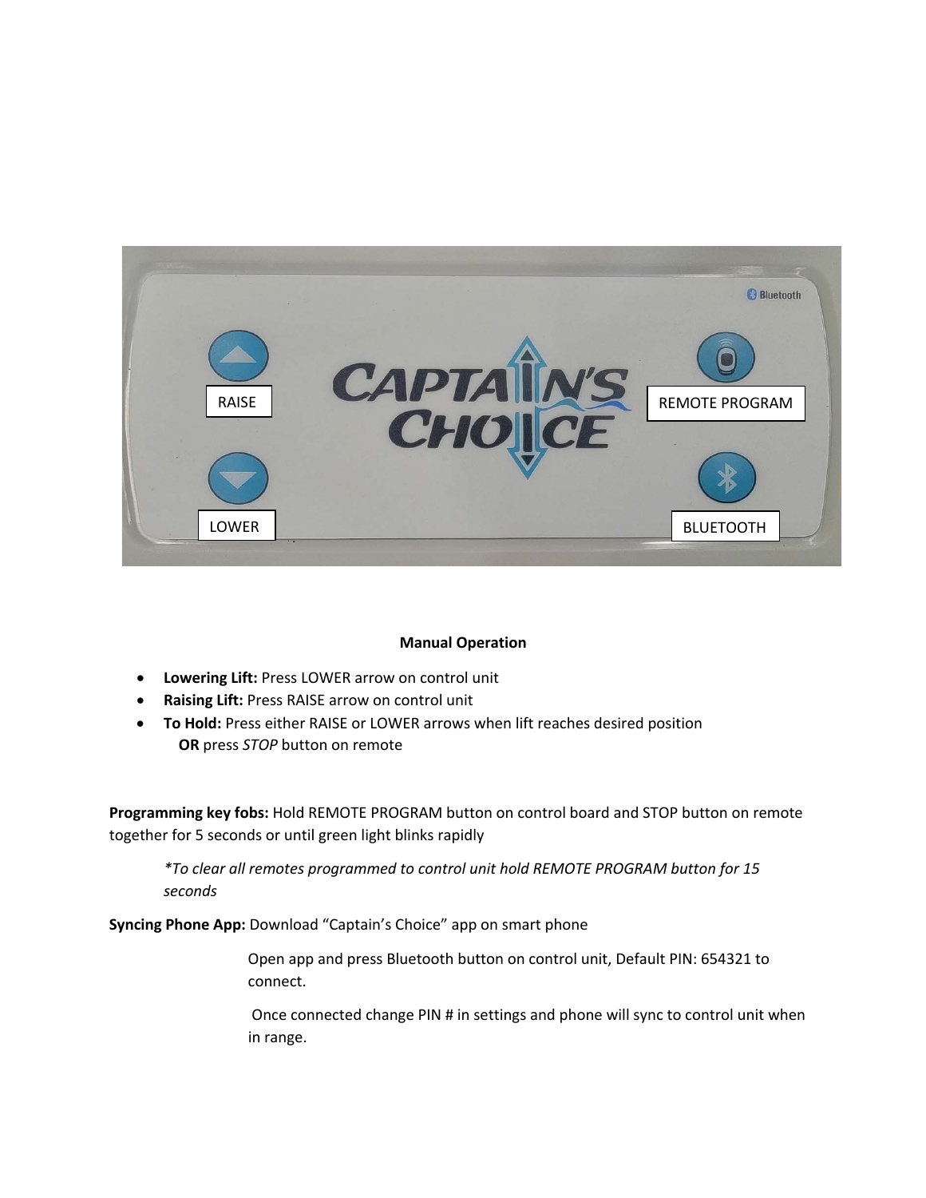RAISE

LOWER

REMOTE PROGRAM

BLUETOOTH

**Manual Operation**

- **Lowering Lift:** Press LOWER arrow on control unit
- **Raising Lift:** Press RAISE arrow on control unit
- **To Hold:** Press either RAISE or LOWER arrows when lift reaches desired position
  **OR** press *STOP* button on remote

**Programming key fobs:** Hold REMOTE PROGRAM button on control board and STOP button on remote together for 5 seconds or until green light blinks rapidly

> **To clear all remotes programmed to control unit hold REMOTE PROGRAM button for 15 seconds*

**Syncing Phone App:** Download "Captain's Choice" app on smart phone

Open app and press Bluetooth button on control unit, Default PIN: 654321 to connect.

Once connected change PIN # in settings and phone will sync to control unit when in range.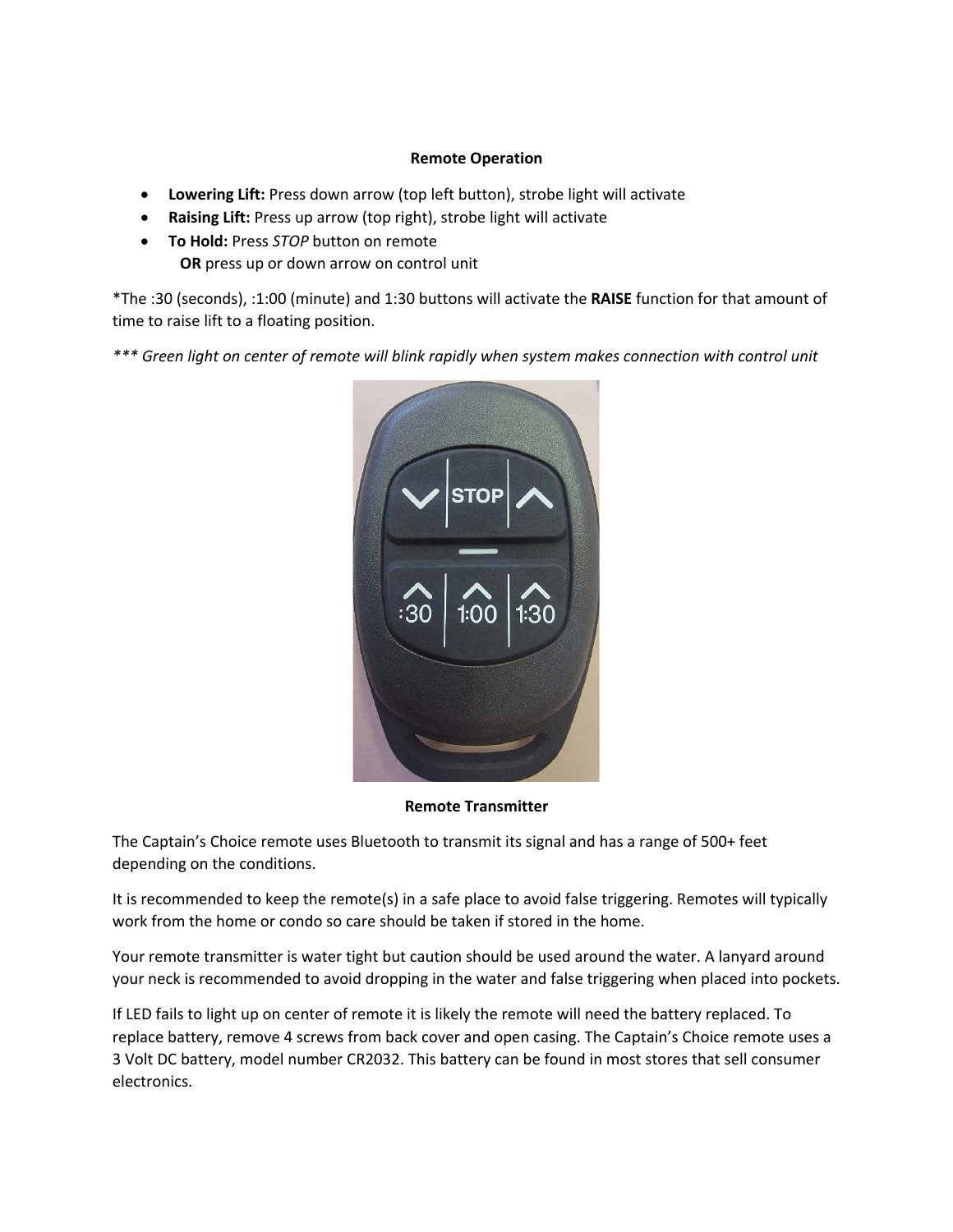**Remote Operation**

- **Lowering Lift:** Press down arrow (top left button), strobe light will activate
- **Raising Lift:** Press up arrow (top right), strobe light will activate
- **To Hold:** Press *STOP* button on remote
  **OR** press up or down arrow on control unit

*The :30 (seconds), :1:00 (minute) and 1:30 buttons will activate the **RAISE** function for that amount of time to raise lift to a floating position.

****** Green light on center of remote will blink rapidly when system makes connection with control unit*

**Remote Transmitter**

The Captain's Choice remote uses Bluetooth to transmit its signal and has a range of 500+ feet depending on the conditions.

It is recommended to keep the remote(s) in a safe place to avoid false triggering. Remotes will typically work from the home or condo so care should be taken if stored in the home.

Your remote transmitter is water tight but caution should be used around the water. A lanyard around your neck is recommended to avoid dropping in the water and false triggering when placed into pockets.

If LED fails to light up on center of remote it is likely the remote will need the battery replaced. To replace battery, remove 4 screws from back cover and open casing. The Captain's Choice remote uses a 3 Volt DC battery, model number CR2032. This battery can be found in most stores that sell consumer electronics.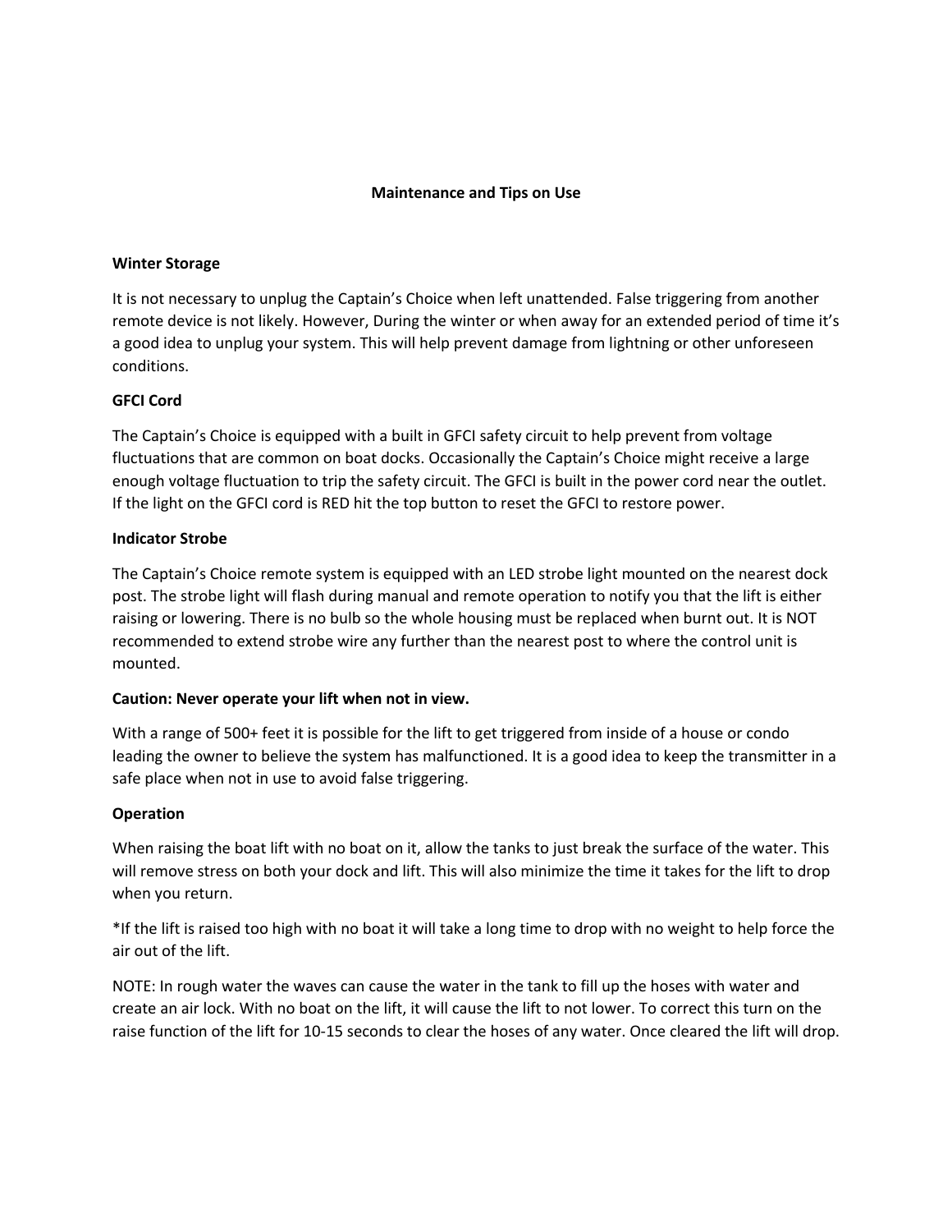# Maintenance and Tips on Use

## Winter Storage

It is not necessary to unplug the Captain's Choice when left unattended. False triggering from another remote device is not likely. However, During the winter or when away for an extended period of time it's a good idea to unplug your system. This will help prevent damage from lightning or other unforeseen conditions.

## GFCI Cord

The Captain's Choice is equipped with a built in GFCI safety circuit to help prevent from voltage fluctuations that are common on boat docks. Occasionally the Captain's Choice might receive a large enough voltage fluctuation to trip the safety circuit. The GFCI is built in the power cord near the outlet. If the light on the GFCI cord is RED hit the top button to reset the GFCI to restore power.

## Indicator Strobe

The Captain's Choice remote system is equipped with an LED strobe light mounted on the nearest dock post. The strobe light will flash during manual and remote operation to notify you that the lift is either raising or lowering. There is no bulb so the whole housing must be replaced when burnt out. It is NOT recommended to extend strobe wire any further than the nearest post to where the control unit is mounted.

## Caution: Never operate your lift when not in view.

With a range of 500+ feet it is possible for the lift to get triggered from inside of a house or condo leading the owner to believe the system has malfunctioned. It is a good idea to keep the transmitter in a safe place when not in use to avoid false triggering.

## Operation

When raising the boat lift with no boat on it, allow the tanks to just break the surface of the water. This will remove stress on both your dock and lift. This will also minimize the time it takes for the lift to drop when you return.

*If the lift is raised too high with no boat it will take a long time to drop with no weight to help force the air out of the lift.

NOTE: In rough water the waves can cause the water in the tank to fill up the hoses with water and create an air lock. With no boat on the lift, it will cause the lift to not lower. To correct this turn on the raise function of the lift for 10-15 seconds to clear the hoses of any water. Once cleared the lift will drop.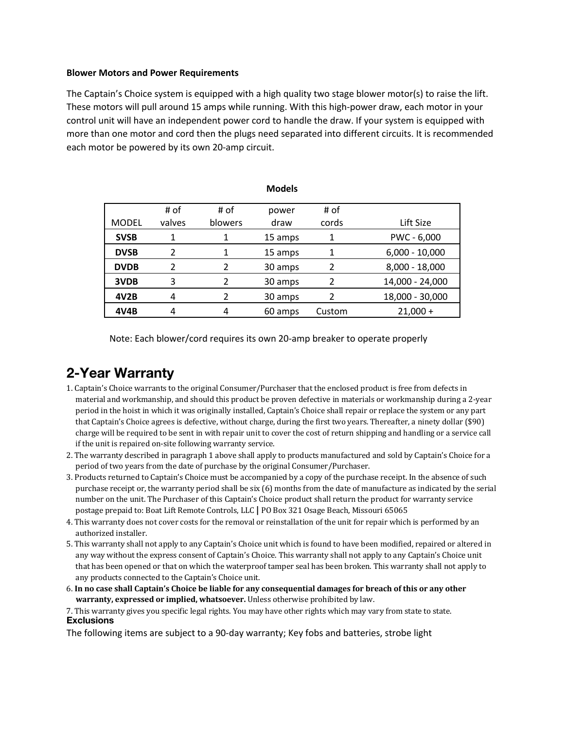**Blower Motors and Power Requirements**

The Captain's Choice system is equipped with a high quality two stage blower motor(s) to raise the lift. These motors will pull around 15 amps while running. With this high-power draw, each motor in your control unit will have an independent power cord to handle the draw. If your system is equipped with more than one motor and cord then the plugs need separated into different circuits. It is recommended each motor be powered by its own 20-amp circuit.

**Models**

| MODEL | # of valves | # of blowers | power draw | # of cords | Lift Size |
|---|---|---|---|---|---|
| **SVSB** | 1 | 1 | 15 amps | 1 | PWC - 6,000 |
| **DVSB** | 2 | 1 | 15 amps | 1 | 6,000 - 10,000 |
| **DVDB** | 2 | 2 | 30 amps | 2 | 8,000 - 18,000 |
| **3VDB** | 3 | 2 | 30 amps | 2 | 14,000 - 24,000 |
| **4V2B** | 4 | 2 | 30 amps | 2 | 18,000 - 30,000 |
| **4V4B** | 4 | 4 | 60 amps | Custom | 21,000 + |

Note: Each blower/cord requires its own 20-amp breaker to operate properly

## 2-Year Warranty

1. Captain's Choice warrants to the original Consumer/Purchaser that the enclosed product is free from defects in material and workmanship, and should this product be proven defective in materials or workmanship during a 2-year period in the hoist in which it was originally installed, Captain's Choice shall repair or replace the system or any part that Captain's Choice agrees is defective, without charge, during the first two years. Thereafter, a ninety dollar ($90) charge will be required to be sent in with repair unit to cover the cost of return shipping and handling or a service call if the unit is repaired on-site following warranty service.
2. The warranty described in paragraph 1 above shall apply to products manufactured and sold by Captain's Choice for a period of two years from the date of purchase by the original Consumer/Purchaser.
3. Products returned to Captain's Choice must be accompanied by a copy of the purchase receipt. In the absence of such purchase receipt or, the warranty period shall be six (6) months from the date of manufacture as indicated by the serial number on the unit. The Purchaser of this Captain's Choice product shall return the product for warranty service postage prepaid to: Boat Lift Remote Controls, LLC | PO Box 321 Osage Beach, Missouri 65065
4. This warranty does not cover costs for the removal or reinstallation of the unit for repair which is performed by an authorized installer.
5. This warranty shall not apply to any Captain's Choice unit which is found to have been modified, repaired or altered in any way without the express consent of Captain's Choice. This warranty shall not apply to any Captain's Choice unit that has been opened or that on which the waterproof tamper seal has been broken. This warranty shall not apply to any products connected to the Captain's Choice unit.
6. **In no case shall Captain's Choice be liable for any consequential damages for breach of this or any other warranty, expressed or implied, whatsoever.** Unless otherwise prohibited by law.
7. This warranty gives you specific legal rights. You may have other rights which may vary from state to state.

**Exclusions**

The following items are subject to a 90-day warranty; Key fobs and batteries, strobe light